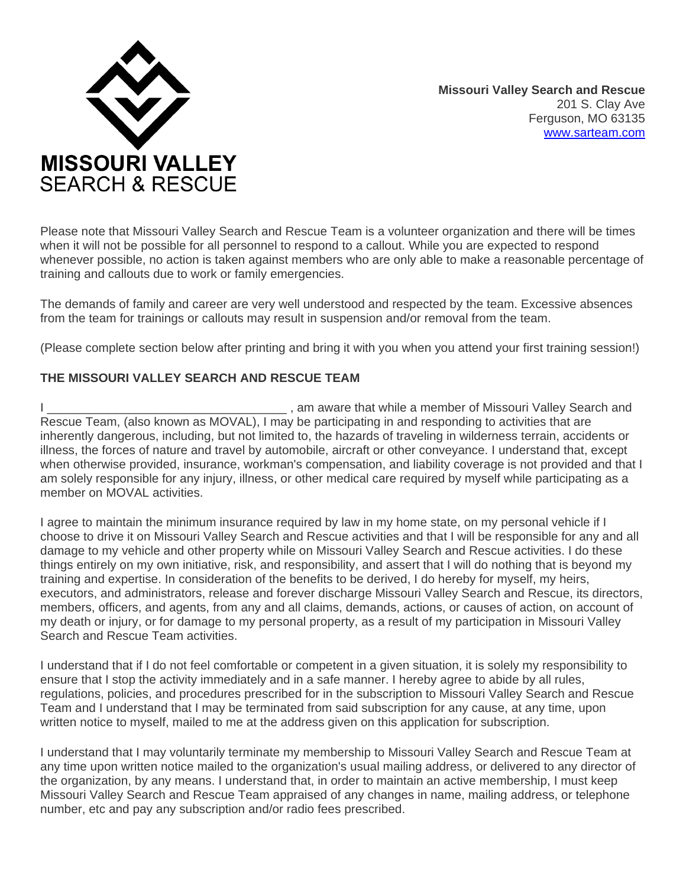MISSOURI VALLEY
SEARCH & RESCUE

**Missouri Valley Search and Rescue**
201 S. Clay Ave
Ferguson, MO 63135
[www.sarteam.com](http://www.sarteam.com)

Please note that Missouri Valley Search and Rescue Team is a volunteer organization and there will be times when it will not be possible for all personnel to respond to a callout. While you are expected to respond whenever possible, no action is taken against members who are only able to make a reasonable percentage of training and callouts due to work or family emergencies.

The demands of family and career are very well understood and respected by the team. Excessive absences from the team for trainings or callouts may result in suspension and/or removal from the team.

(Please complete section below after printing and bring it with you when you attend your first training session!)

### THE MISSOURI VALLEY SEARCH AND RESCUE TEAM

I ___________________________________ , am aware that while a member of Missouri Valley Search and Rescue Team, (also known as MOVAL), I may be participating in and responding to activities that are inherently dangerous, including, but not limited to, the hazards of traveling in wilderness terrain, accidents or illness, the forces of nature and travel by automobile, aircraft or other conveyance. I understand that, except when otherwise provided, insurance, workman's compensation, and liability coverage is not provided and that I am solely responsible for any injury, illness, or other medical care required by myself while participating as a member on MOVAL activities.

I agree to maintain the minimum insurance required by law in my home state, on my personal vehicle if I choose to drive it on Missouri Valley Search and Rescue activities and that I will be responsible for any and all damage to my vehicle and other property while on Missouri Valley Search and Rescue activities. I do these things entirely on my own initiative, risk, and responsibility, and assert that I will do nothing that is beyond my training and expertise. In consideration of the benefits to be derived, I do hereby for myself, my heirs, executors, and administrators, release and forever discharge Missouri Valley Search and Rescue, its directors, members, officers, and agents, from any and all claims, demands, actions, or causes of action, on account of my death or injury, or for damage to my personal property, as a result of my participation in Missouri Valley Search and Rescue Team activities.

I understand that if I do not feel comfortable or competent in a given situation, it is solely my responsibility to ensure that I stop the activity immediately and in a safe manner. I hereby agree to abide by all rules, regulations, policies, and procedures prescribed for in the subscription to Missouri Valley Search and Rescue Team and I understand that I may be terminated from said subscription for any cause, at any time, upon written notice to myself, mailed to me at the address given on this application for subscription.

I understand that I may voluntarily terminate my membership to Missouri Valley Search and Rescue Team at any time upon written notice mailed to the organization's usual mailing address, or delivered to any director of the organization, by any means. I understand that, in order to maintain an active membership, I must keep Missouri Valley Search and Rescue Team appraised of any changes in name, mailing address, or telephone number, etc and pay any subscription and/or radio fees prescribed.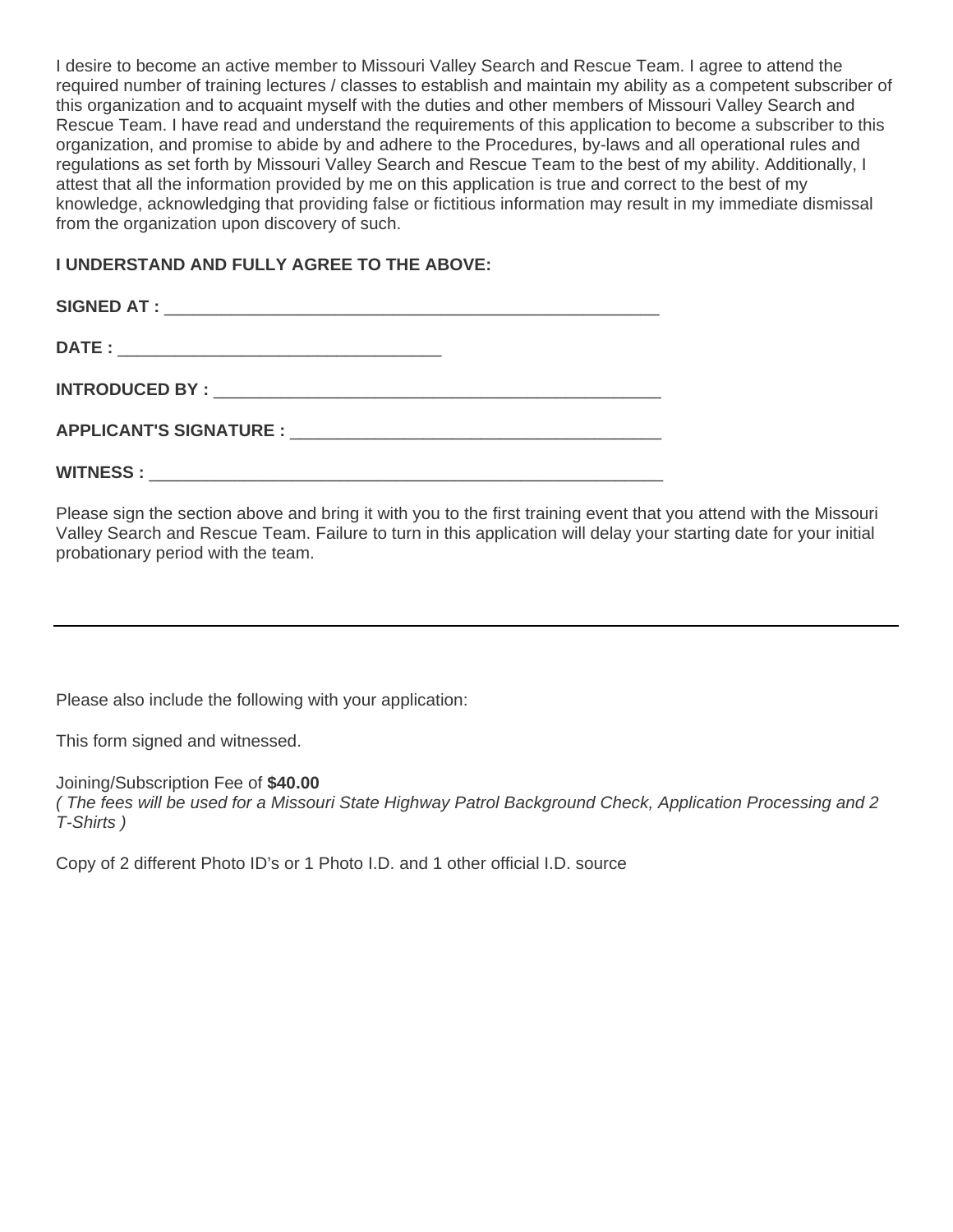I desire to become an active member to Missouri Valley Search and Rescue Team. I agree to attend the required number of training lectures / classes to establish and maintain my ability as a competent subscriber of this organization and to acquaint myself with the duties and other members of Missouri Valley Search and Rescue Team. I have read and understand the requirements of this application to become a subscriber to this organization, and promise to abide by and adhere to the Procedures, by-laws and all operational rules and regulations as set forth by Missouri Valley Search and Rescue Team to the best of my ability. Additionally, I attest that all the information provided by me on this application is true and correct to the best of my knowledge, acknowledging that providing false or fictitious information may result in my immediate dismissal from the organization upon discovery of such.

**I UNDERSTAND AND FULLY AGREE TO THE ABOVE:**

**SIGNED AT :** _______________________________________________________

**DATE :** ____________________________________

**INTRODUCED BY :** _________________________________________________

**APPLICANT'S SIGNATURE :** _________________________________________

**WITNESS :** _________________________________________________________

Please sign the section above and bring it with you to the first training event that you attend with the Missouri Valley Search and Rescue Team. Failure to turn in this application will delay your starting date for your initial probationary period with the team.

---

Please also include the following with your application:

This form signed and witnessed.

Joining/Subscription Fee of **$40.00**
*( The fees will be used for a Missouri State Highway Patrol Background Check, Application Processing and 2 T-Shirts )*

Copy of 2 different Photo ID's or 1 Photo I.D. and 1 other official I.D. source